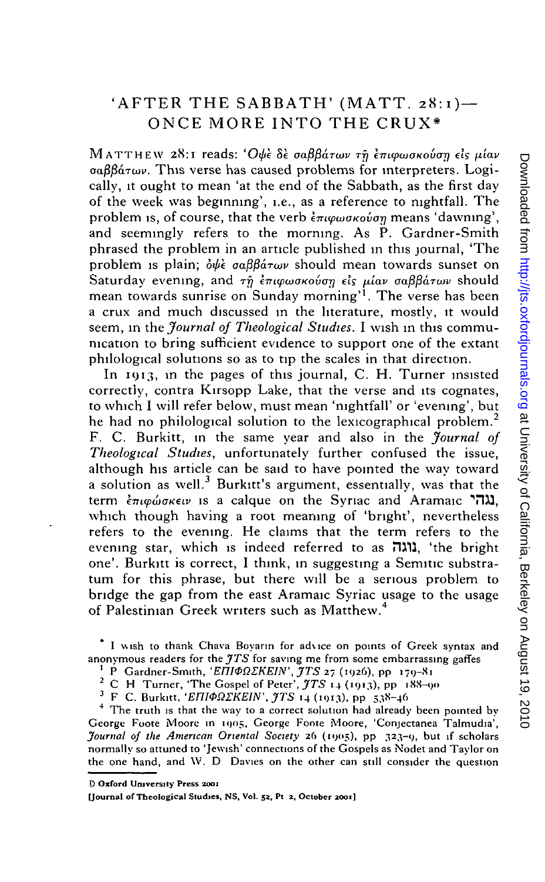# 'AFTER THE SABBATH' (MATT. 28:1)—ONCE MORE INTO THE CRUX*

MATTHEW 28:1 reads: 'Ὀψὲ δὲ σαββάτων τῇ ἐπιφωσκούσῃ εἰς μίαν σαββάτων. This verse has caused problems for interpreters. Logically, it ought to mean 'at the end of the Sabbath, as the first day of the week was beginning', i.e., as a reference to nightfall. The problem is, of course, that the verb ἐπιφωσκούσῃ means 'dawning', and seemingly refers to the morning. As P. Gardner-Smith phrased the problem in an article published in this journal, 'The problem is plain; ὀψὲ σαββάτων should mean towards sunset on Saturday evening, and τῇ ἐπιφωσκούσῃ εἰς μίαν σαββάτων should mean towards sunrise on Sunday morning'[1]. The verse has been a crux and much discussed in the literature, mostly, it would seem, in the *Journal of Theological Studies*. I wish in this communication to bring sufficient evidence to support one of the extant philological solutions so as to tip the scales in that direction.

In 1913, in the pages of this journal, C. H. Turner insisted correctly, contra Kirsopp Lake, that the verse and its cognates, to which I will refer below, must mean 'nightfall' or 'evening', but he had no philological solution to the lexicographical problem.[2] F. C. Burkitt, in the same year and also in the *Journal of Theological Studies*, unfortunately further confused the issue, although his article can be said to have pointed the way toward a solution as well.[3] Burkitt's argument, essentially, was that the term ἐπιφώσκειν is a calque on the Syriac and Aramaic נגהי, which though having a root meaning of 'bright', nevertheless refers to the evening. He claims that the term refers to the evening star, which is indeed referred to as נוגה, 'the bright one'. Burkitt is correct, I think, in suggesting a Semitic substratum for this phrase, but there will be a serious problem to bridge the gap from the east Aramaic Syriac usage to the usage of Palestinian Greek writers such as Matthew.[4]

* I wish to thank Chava Boyarin for advice on points of Greek syntax and anonymous readers for the *JTS* for saving me from some embarrassing gaffes

[1] P Gardner-Smith, 'ΕΠΙΦΩΣΚΕΙΝ', *JTS* 27 (1926), pp 179–81

[2] C H Turner, 'The Gospel of Peter', *JTS* 14 (1913), pp 188–90

[3] F. C. Burkitt, 'ΕΠΙΦΩΣΚΕΙΝ', *JTS* 14 (1913), pp. 538–46

[4] The truth is that the way to a correct solution had already been pointed by George Foote Moore in 1905, George Foote Moore, 'Conjectanea Talmudia', *Journal of the American Oriental Society* 26 (1905), pp 323–9, but if scholars normally so attuned to 'Jewish' connections of the Gospels as Nodet and Taylor on the one hand, and W. D Davies on the other can still consider the question

© Oxford University Press 2001

[Journal of Theological Studies, NS, Vol. 52, Pt 2, October 2001]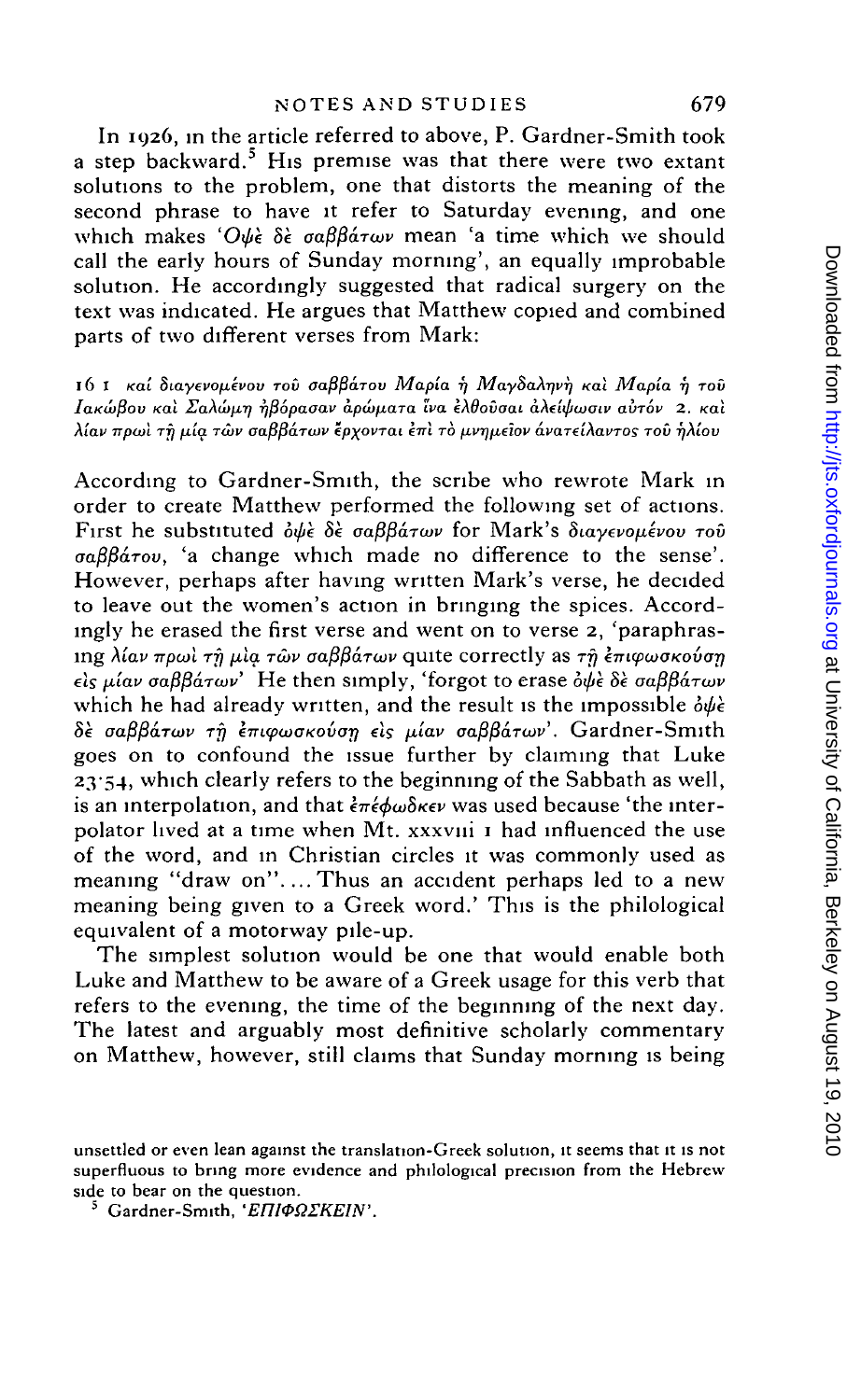In 1926, in the article referred to above, P. Gardner-Smith took a step backward.[5] His premise was that there were two extant solutions to the problem, one that distorts the meaning of the second phrase to have it refer to Saturday evening, and one which makes 'Ὀψὲ δὲ σαββάτων mean 'a time which we should call the early hours of Sunday morning', an equally improbable solution. He accordingly suggested that radical surgery on the text was indicated. He argues that Matthew copied and combined parts of two different verses from Mark:

16 1 καί διαγενομένου τοῦ σαββάτου Μαρία ἡ Μαγδαληνὴ καὶ Μαρία ἡ τοῦ Ἰακώβου καὶ Σαλώμη ἠγόρασαν ἀρώματα ἵνα ἐλθοῦσαι ἀλείψωσιν αὐτόν 2. καὶ λίαν πρωὶ τῇ μιᾷ τῶν σαββάτων ἔρχονται ἐπὶ τὸ μνημεῖον ἀνατείλαντος τοῦ ἡλίου

According to Gardner-Smith, the scribe who rewrote Mark in order to create Matthew performed the following set of actions. First he substituted ὀψὲ δὲ σαββάτων for Mark's διαγενομένου τοῦ σαββάτου, 'a change which made no difference to the sense'. However, perhaps after having written Mark's verse, he decided to leave out the women's action in bringing the spices. Accordingly he erased the first verse and went on to verse 2, 'paraphrasing λίαν πρωὶ τῇ μιᾷ τῶν σαββάτων quite correctly as τῇ ἐπιφωσκούσῃ εἰς μίαν σαββάτων' He then simply, 'forgot to erase ὀψὲ δὲ σαββάτων which he had already written, and the result is the impossible ὀψὲ δὲ σαββάτων τῇ ἐπιφωσκούσῃ εἰς μίαν σαββάτων'. Gardner-Smith goes on to confound the issue further by claiming that Luke 23·54, which clearly refers to the beginning of the Sabbath as well, is an interpolation, and that ἐπέφωσκεν was used because 'the interpolator lived at a time when Mt. xxxviii 1 had influenced the use of the word, and in Christian circles it was commonly used as meaning "draw on". ... Thus an accident perhaps led to a new meaning being given to a Greek word.' This is the philological equivalent of a motorway pile-up.

The simplest solution would be one that would enable both Luke and Matthew to be aware of a Greek usage for this verb that refers to the evening, the time of the beginning of the next day. The latest and arguably most definitive scholarly commentary on Matthew, however, still claims that Sunday morning is being

unsettled or even lean against the translation-Greek solution, it seems that it is not superfluous to bring more evidence and philological precision from the Hebrew side to bear on the question.

[5] Gardner-Smith, 'ΕΠΙΦΩΣΚΕΙΝ'.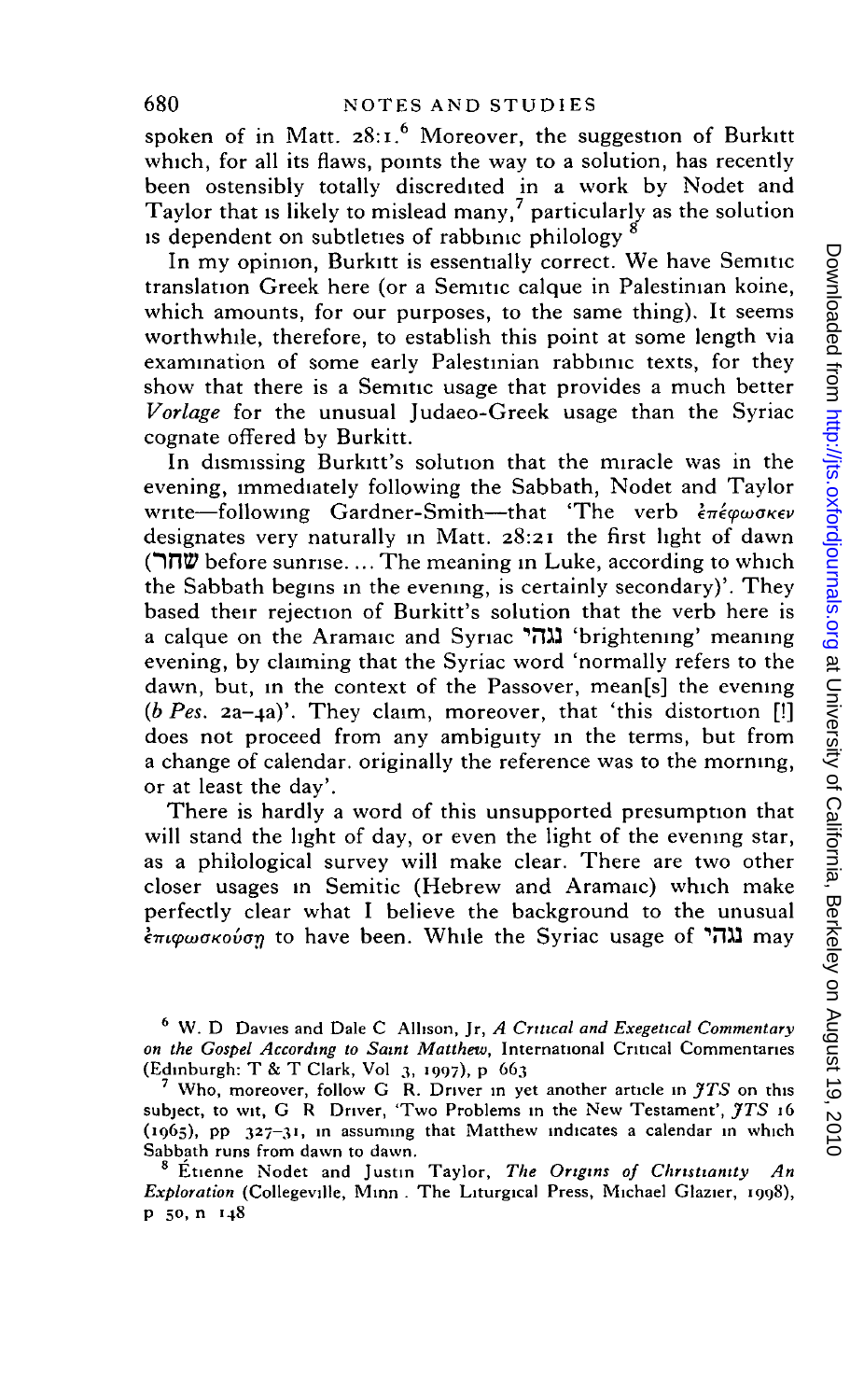spoken of in Matt. 28:1.[6] Moreover, the suggestion of Burkitt which, for all its flaws, points the way to a solution, has recently been ostensibly totally discredited in a work by Nodet and Taylor that is likely to mislead many,[7] particularly as the solution is dependent on subtleties of rabbinic philology [8]

In my opinion, Burkitt is essentially correct. We have Semitic translation Greek here (or a Semitic calque in Palestinian koine, which amounts, for our purposes, to the same thing). It seems worthwhile, therefore, to establish this point at some length via examination of some early Palestinian rabbinic texts, for they show that there is a Semitic usage that provides a much better *Vorlage* for the unusual Judaeo-Greek usage than the Syriac cognate offered by Burkitt.

In dismissing Burkitt's solution that the miracle was in the evening, immediately following the Sabbath, Nodet and Taylor write—following Gardner-Smith—that 'The verb ἐπέφωσκεν designates very naturally in Matt. 28:21 the first light of dawn (שחר before sunrise. ... The meaning in Luke, according to which the Sabbath begins in the evening, is certainly secondary)'. They based their rejection of Burkitt's solution that the verb here is a calque on the Aramaic and Syriac נגהי 'brightening' meaning evening, by claiming that the Syriac word 'normally refers to the dawn, but, in the context of the Passover, mean[s] the evening (*b Pes.* 2a–4a)'. They claim, moreover, that 'this distortion [!] does not proceed from any ambiguity in the terms, but from a change of calendar. originally the reference was to the morning, or at least the day'.

There is hardly a word of this unsupported presumption that will stand the light of day, or even the light of the evening star, as a philological survey will make clear. There are two other closer usages in Semitic (Hebrew and Aramaic) which make perfectly clear what I believe the background to the unusual ἐπιφωσκούσῃ to have been. While the Syriac usage of נגהי may

---

[6] W. D Davies and Dale C Allison, Jr, *A Critical and Exegetical Commentary on the Gospel According to Saint Matthew*, International Critical Commentaries (Edinburgh: T & T Clark, Vol 3, 1997), p 663

[7] Who, moreover, follow G R. Driver in yet another article in *JTS* on this subject, to wit, G R Driver, 'Two Problems in the New Testament', *JTS* 16 (1965), pp 327–31, in assuming that Matthew indicates a calendar in which Sabbath runs from dawn to dawn.

[8] Étienne Nodet and Justin Taylor, *The Origins of Christianity An Exploration* (Collegeville, Minn . The Liturgical Press, Michael Glazier, 1998), p 50, n 148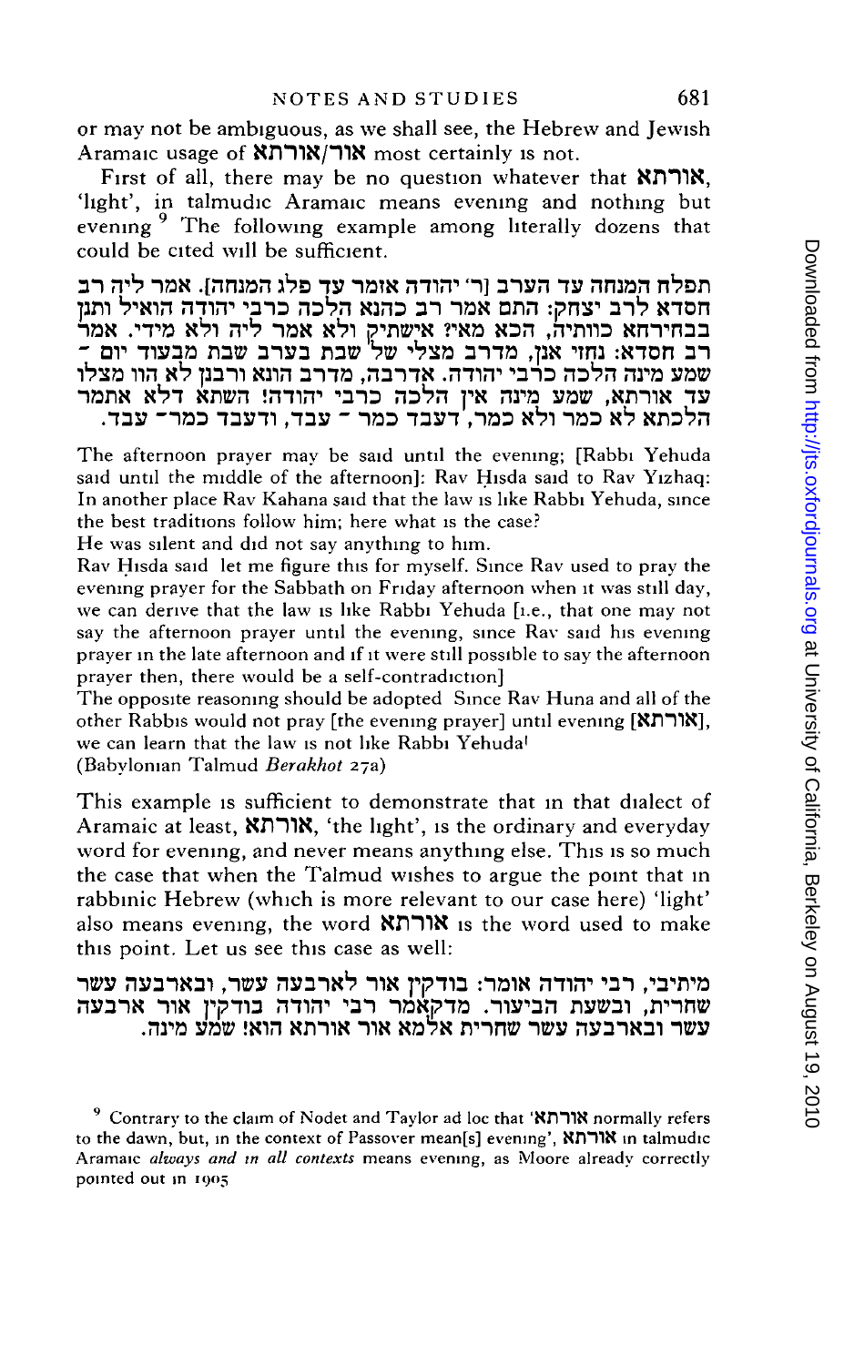or may not be ambiguous, as we shall see, the Hebrew and Jewish Aramaic usage of אור/אורתא most certainly is not.

First of all, there may be no question whatever that אורתא, 'light', in talmudic Aramaic means evening and nothing but evening [9] The following example among literally dozens that could be cited will be sufficient.

תפלת המנחה עד הערב [ר' יהודה אומר עד פלג המנחה]. אמר ליה רב חסדא לרב יצחק: התם אמר רב כהנא הלכה כרבי יהודה הואיל ותנן בבחירתא כוותיה, הכא מאי? אישתיק ולא אמר ליה ולא מידי. אמר רב חסדא: נחזי אנן, מדרב מצלי של שבת בערב שבת מבעוד יום – שמע מינה הלכה כרבי יהודה. אדרבה, מדרב הונא ורבנן לא הוו מצלו עד אורתא, שמע מינה אין הלכה כרבי יהודה! השתא דלא אתמר הלכתא לא כמר ולא כמר, דעבד כמר – עבד, ודעבד כמר – עבד.

The afternoon prayer may be said until the evening; [Rabbi Yehuda said until the middle of the afternoon]: Rav Ḥisda said to Rav Yizhaq: In another place Rav Kahana said that the law is like Rabbi Yehuda, since the best traditions follow him; here what is the case?
He was silent and did not say anything to him.
Rav Ḥisda said let me figure this for myself. Since Rav used to pray the evening prayer for the Sabbath on Friday afternoon when it was still day, we can derive that the law is like Rabbi Yehuda [i.e., that one may not say the afternoon prayer until the evening, since Rav said his evening prayer in the late afternoon and if it were still possible to say the afternoon prayer then, there would be a self-contradiction]
The opposite reasoning should be adopted Since Rav Huna and all of the other Rabbis would not pray [the evening prayer] until evening [אורתא], we can learn that the law is not like Rabbi Yehuda!
(Babylonian Talmud *Berakhot* 27a)

This example is sufficient to demonstrate that in that dialect of Aramaic at least, אורתא, 'the light', is the ordinary and everyday word for evening, and never means anything else. This is so much the case that when the Talmud wishes to argue the point that in rabbinic Hebrew (which is more relevant to our case here) 'light' also means evening, the word אורתא is the word used to make this point. Let us see this case as well:

מיתיבי, רבי יהודה אומר: בודקין אור לארבעה עשר, ובארבעה עשר שחרית, ובשעת הביעור. מדקאמר רבי יהודה בודקין אור ארבעה עשר ובארבעה עשר שחרית אלמא אור אורתא הוא! שמע מינה.

[9] Contrary to the claim of Nodet and Taylor ad loc that 'אורתא normally refers to the dawn, but, in the context of Passover mean[s] evening', אורתא in talmudic Aramaic *always and in all contexts* means evening, as Moore already correctly pointed out in 1905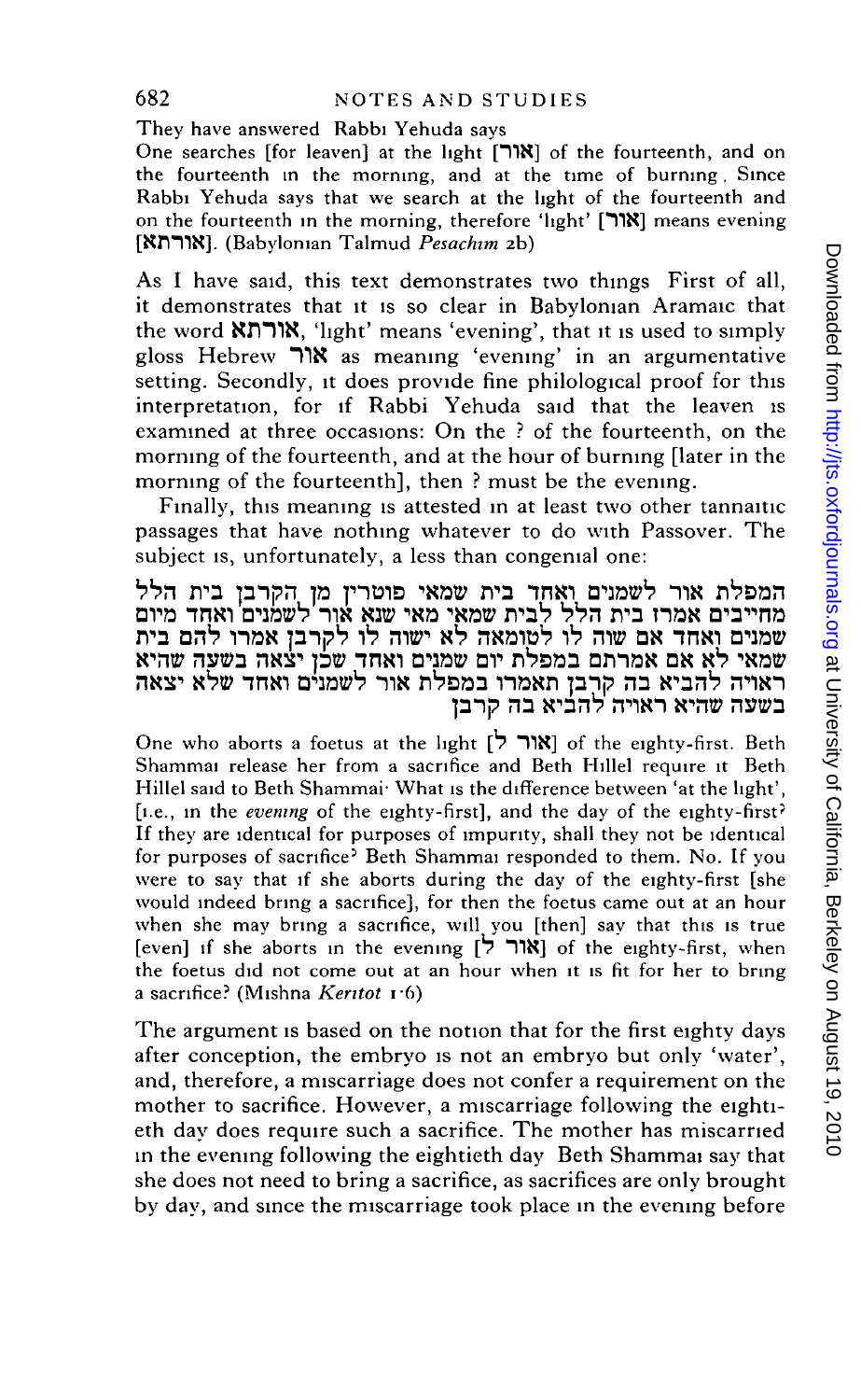They have answered Rabbi Yehuda says

One searches [for leaven] at the light [אור] of the fourteenth, and on the fourteenth in the morning, and at the time of burning. Since Rabbi Yehuda says that we search at the light of the fourteenth and on the fourteenth in the morning, therefore 'light' [אור] means evening [אורתא]. (Babylonian Talmud *Pesachim* 2b)

As I have said, this text demonstrates two things First of all, it demonstrates that it is so clear in Babylonian Aramaic that the word אורתא, 'light' means 'evening', that it is used to simply gloss Hebrew אור as meaning 'evening' in an argumentative setting. Secondly, it does provide fine philological proof for this interpretation, for if Rabbi Yehuda said that the leaven is examined at three occasions: On the ? of the fourteenth, on the morning of the fourteenth, and at the hour of burning [later in the morning of the fourteenth], then ? must be the evening.

Finally, this meaning is attested in at least two other tannaitic passages that have nothing whatever to do with Passover. The subject is, unfortunately, a less than congenial one:

המפלת אור לשמנים ואחד בית שמאי פוטרין מן הקרבן בית הלל מחייבים אמרו בית הלל לבית שמאי מאי שנא אור לשמנים ואחד מיום שמנים ואחד אם שוה לו לטומאה לא ישוה לו לקרבן אמרו להם בית שמאי לא אם אמרתם במפלת יום שמנים ואחד שכן יצאה בשעה שהיא ראויה להביא בה קרבן תאמרו במפלת אור לשמנים ואחד שלא יצאה בשעה שהיא ראויה להביא בה קרבן

One who aborts a foetus at the light [אור ל] of the eighty-first. Beth Shammai release her from a sacrifice and Beth Hillel require it Beth Hillel said to Beth Shammai: What is the difference between 'at the light', [i.e., in the *evening* of the eighty-first], and the day of the eighty-first? If they are identical for purposes of impurity, shall they not be identical for purposes of sacrifice? Beth Shammai responded to them. No. If you were to say that if she aborts during the day of the eighty-first [she would indeed bring a sacrifice], for then the foetus came out at an hour when she may bring a sacrifice, will you [then] say that this is true [even] if she aborts in the evening [אור ל] of the eighty-first, when the foetus did not come out at an hour when it is fit for her to bring a sacrifice? (Mishna *Keritot* 1·6)

The argument is based on the notion that for the first eighty days after conception, the embryo is not an embryo but only 'water', and, therefore, a miscarriage does not confer a requirement on the mother to sacrifice. However, a miscarriage following the eightieth day does require such a sacrifice. The mother has miscarried in the evening following the eightieth day Beth Shammai say that she does not need to bring a sacrifice, as sacrifices are only brought by day, and since the miscarriage took place in the evening before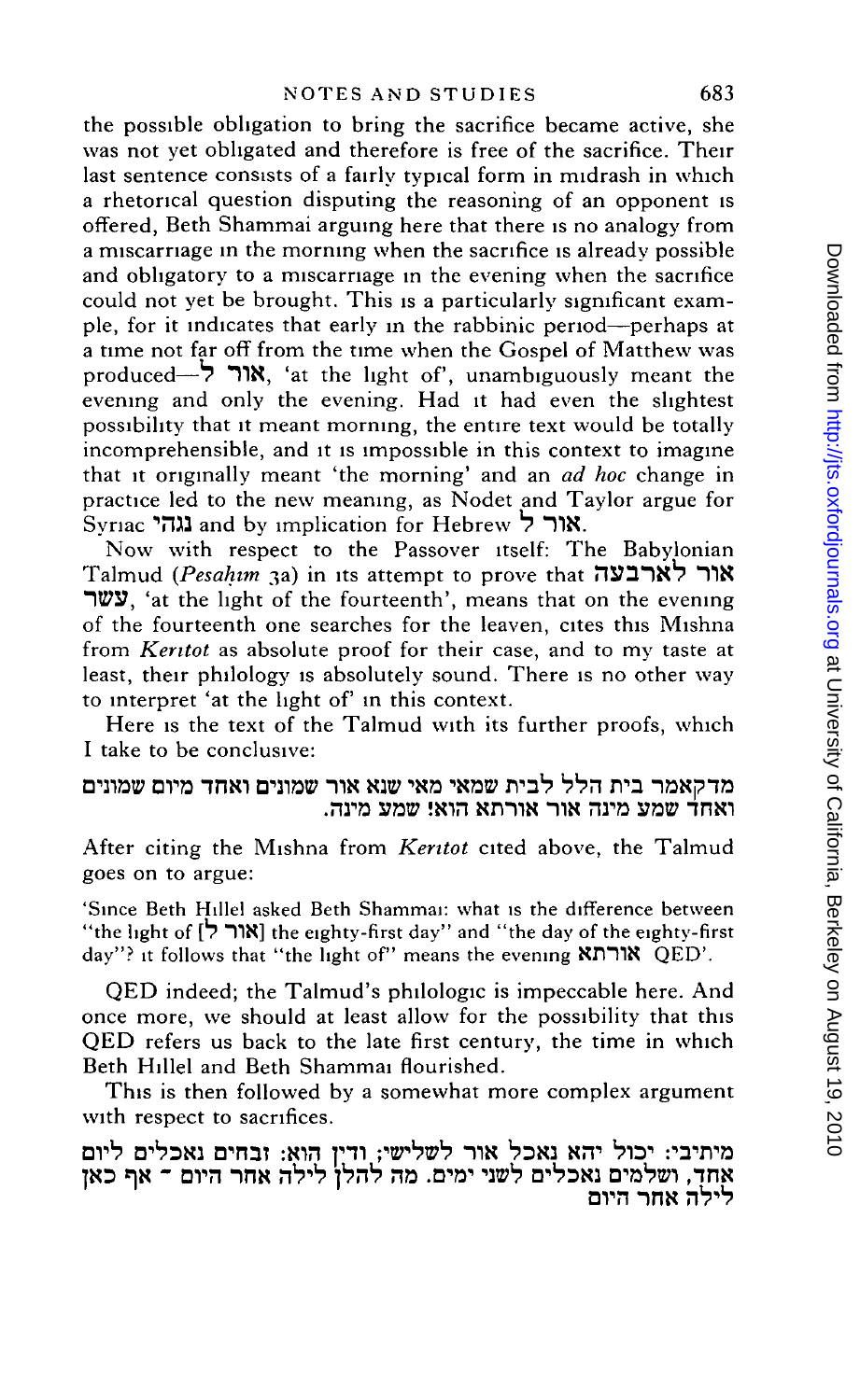the possible obligation to bring the sacrifice became active, she was not yet obligated and therefore is free of the sacrifice. Their last sentence consists of a fairly typical form in midrash in which a rhetorical question disputing the reasoning of an opponent is offered, Beth Shammai arguing here that there is no analogy from a miscarriage in the morning when the sacrifice is already possible and obligatory to a miscarriage in the evening when the sacrifice could not yet be brought. This is a particularly significant example, for it indicates that early in the rabbinic period—perhaps at a time not far off from the time when the Gospel of Matthew was produced—אור ל, 'at the light of', unambiguously meant the evening and only the evening. Had it had even the slightest possibility that it meant morning, the entire text would be totally incomprehensible, and it is impossible in this context to imagine that it originally meant 'the morning' and an *ad hoc* change in practice led to the new meaning, as Nodet and Taylor argue for Syriac נגהי and by implication for Hebrew אור ל.

Now with respect to the Passover itself: The Babylonian Talmud (*Pesaḥim* 3a) in its attempt to prove that אור לארבעה עשר, 'at the light of the fourteenth', means that on the evening of the fourteenth one searches for the leaven, cites this Mishna from *Keritot* as absolute proof for their case, and to my taste at least, their philology is absolutely sound. There is no other way to interpret 'at the light of' in this context.

Here is the text of the Talmud with its further proofs, which I take to be conclusive:

מדקאמר בית הלל לבית שמאי מאי שנא אור שמונים ואחד מיום שמונים ואחד שמע מינה אור אורתא הוא! שמע מינה.

After citing the Mishna from *Keritot* cited above, the Talmud goes on to argue:

'Since Beth Hillel asked Beth Shammai: what is the difference between "the light of [אור ל] the eighty-first day" and "the day of the eighty-first day"? it follows that "the light of" means the evening אורתא QED'.

QED indeed; the Talmud's philologic is impeccable here. And once more, we should at least allow for the possibility that this QED refers us back to the late first century, the time in which Beth Hillel and Beth Shammai flourished.

This is then followed by a somewhat more complex argument with respect to sacrifices.

מיתיבי: יכול יהא נאכל אור לשלישי; ודין הוא: זבחים נאכלים ליום אחד, ושלמים נאכלים לשני ימים. מה להלן לילה אחר היום - אף כאן לילה אחר היום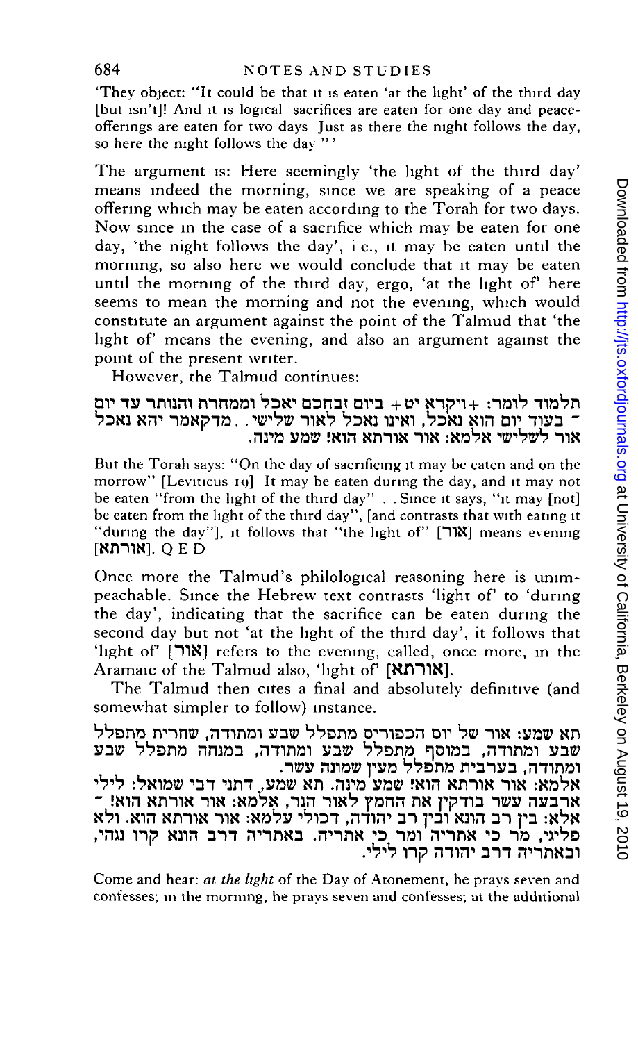'They object: "It could be that it is eaten 'at the light' of the third day [but isn't]! And it is logical sacrifices are eaten for one day and peace-offerings are eaten for two days Just as there the night follows the day, so here the night follows the day "'

The argument is: Here seemingly 'the light of the third day' means indeed the morning, since we are speaking of a peace offering which may be eaten according to the Torah for two days. Now since in the case of a sacrifice which may be eaten for one day, 'the night follows the day', i e., it may be eaten until the morning, so also here we would conclude that it may be eaten until the morning of the third day, ergo, 'at the light of' here seems to mean the morning and not the evening, which would constitute an argument against the point of the Talmud that 'the light of' means the evening, and also an argument against the point of the present writer.

However, the Talmud continues:

תלמוד לומר: +ויקרא יט+ ביום זבחכם יאכל וממחרת והנותר עד יום - בעוד יום הוא נאכל, ואינו נאכל לאור שלישי. . מדקאמר יהא נאכל אור לשלישי אלמא: אור אורתא הוא! שמע מינה.

But the Torah says: "On the day of sacrificing it may be eaten and on the morrow" [Leviticus 19] It may be eaten during the day, and it may not be eaten "from the light of the third day" . . Since it says, "it may [not] be eaten from the light of the third day", [and contrasts that with eating it "during the day"], it follows that "the light of" [אור] means evening [אורתא]. Q E D

Once more the Talmud's philological reasoning here is unimpeachable. Since the Hebrew text contrasts 'light of' to 'during the day', indicating that the sacrifice can be eaten during the second day but not 'at the light of the third day', it follows that 'light of' [אור] refers to the evening, called, once more, in the Aramaic of the Talmud also, 'light of' [אורתא].

The Talmud then cites a final and absolutely definitive (and somewhat simpler to follow) instance.

תא שמע: אור של יום הכפורים מתפלל שבע ומתודה, שחרית מתפלל שבע ומתודה, במוסף מתפלל שבע ומתודה, במנחה מתפלל שבע ומתודה, בערבית מתפלל מעין שמונה עשר.
אלמא: אור אורתא הוא! שמע מינה. תא שמע, דתני דבי שמואל: לילי ארבעה עשר בודקין את החמץ לאור הנר, אלמא: אור אורתא הוא! - אלא: בין רב הונא ובין רב יהודה, דכולי עלמא: אור אורתא הוא. ולא פליגי, מר כי אתריה ומר כי אתריה. באתריה דרב הונא קרו נגהי, ובאתריה דרב יהודה קרו לילי.

Come and hear: *at the light* of the Day of Atonement, he prays seven and confesses; in the morning, he prays seven and confesses; at the additional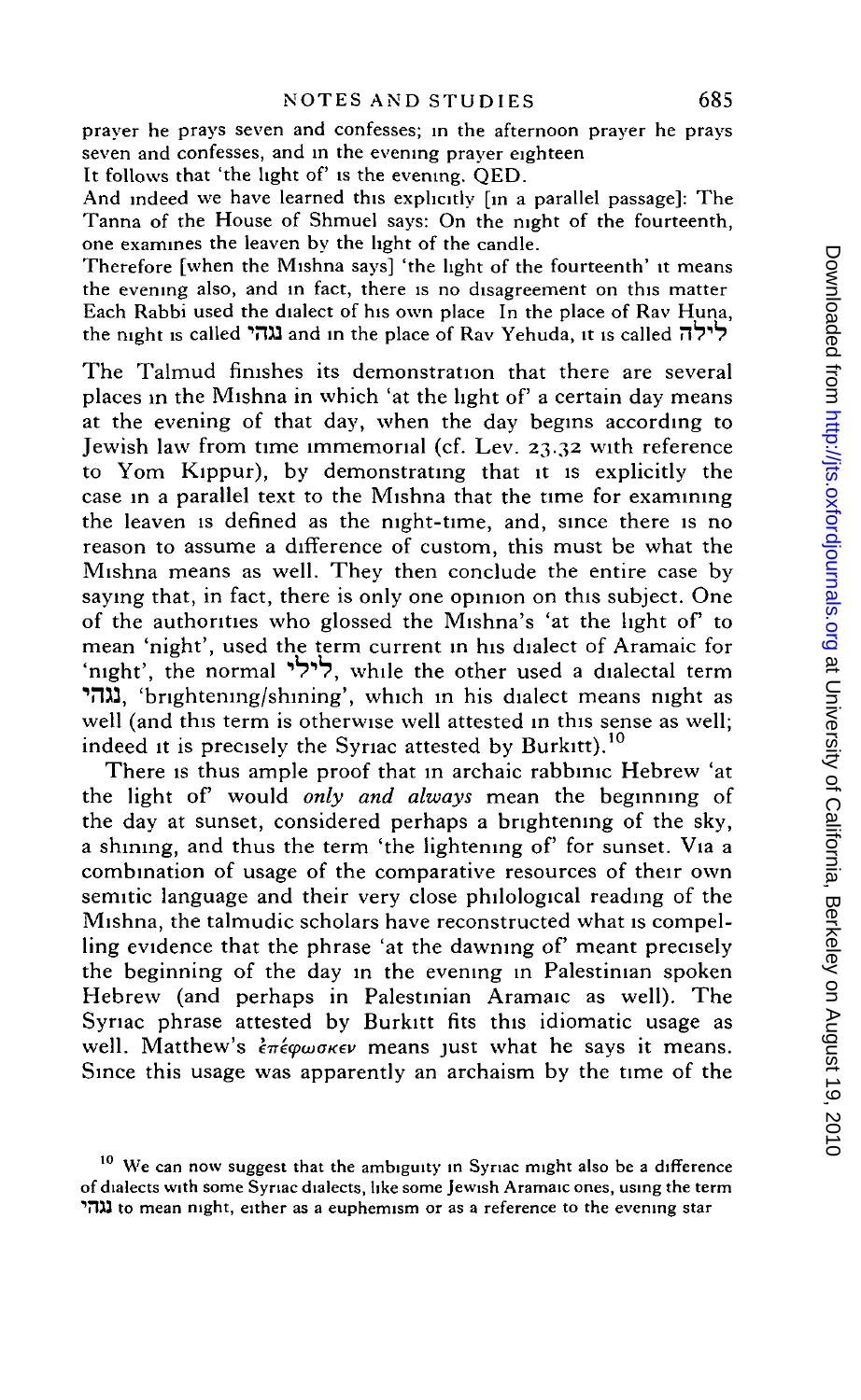prayer he prays seven and confesses; in the afternoon prayer he prays seven and confesses, and in the evening prayer eighteen

It follows that 'the light of' is the evening. QED.

And indeed we have learned this explicitly [in a parallel passage]: The Tanna of the House of Shmuel says: On the night of the fourteenth, one examines the leaven by the light of the candle.

Therefore [when the Mishna says] 'the light of the fourteenth' it means the evening also, and in fact, there is no disagreement on this matter Each Rabbi used the dialect of his own place In the place of Rav Huna, the night is called נגהי and in the place of Rav Yehuda, it is called לילה

The Talmud finishes its demonstration that there are several places in the Mishna in which 'at the light of' a certain day means at the evening of that day, when the day begins according to Jewish law from time immemorial (cf. Lev. 23.32 with reference to Yom Kippur), by demonstrating that it is explicitly the case in a parallel text to the Mishna that the time for examining the leaven is defined as the night-time, and, since there is no reason to assume a difference of custom, this must be what the Mishna means as well. They then conclude the entire case by saying that, in fact, there is only one opinion on this subject. One of the authorities who glossed the Mishna's 'at the light of' to mean 'night', used the term current in his dialect of Aramaic for 'night', the normal לילי, while the other used a dialectal term נגהי, 'brightening/shining', which in his dialect means night as well (and this term is otherwise well attested in this sense as well; indeed it is precisely the Syriac attested by Burkitt).[10]

There is thus ample proof that in archaic rabbinic Hebrew 'at the light of' would *only and always* mean the beginning of the day at sunset, considered perhaps a brightening of the sky, a shining, and thus the term 'the lightening of' for sunset. Via a combination of usage of the comparative resources of their own semitic language and their very close philological reading of the Mishna, the talmudic scholars have reconstructed what is compelling evidence that the phrase 'at the dawning of' meant precisely the beginning of the day in the evening in Palestinian spoken Hebrew (and perhaps in Palestinian Aramaic as well). The Syriac phrase attested by Burkitt fits this idiomatic usage as well. Matthew's ἐπέφωσκεν means just what he says it means. Since this usage was apparently an archaism by the time of the

[10] We can now suggest that the ambiguity in Syriac might also be a difference of dialects with some Syriac dialects, like some Jewish Aramaic ones, using the term נגהי to mean night, either as a euphemism or as a reference to the evening star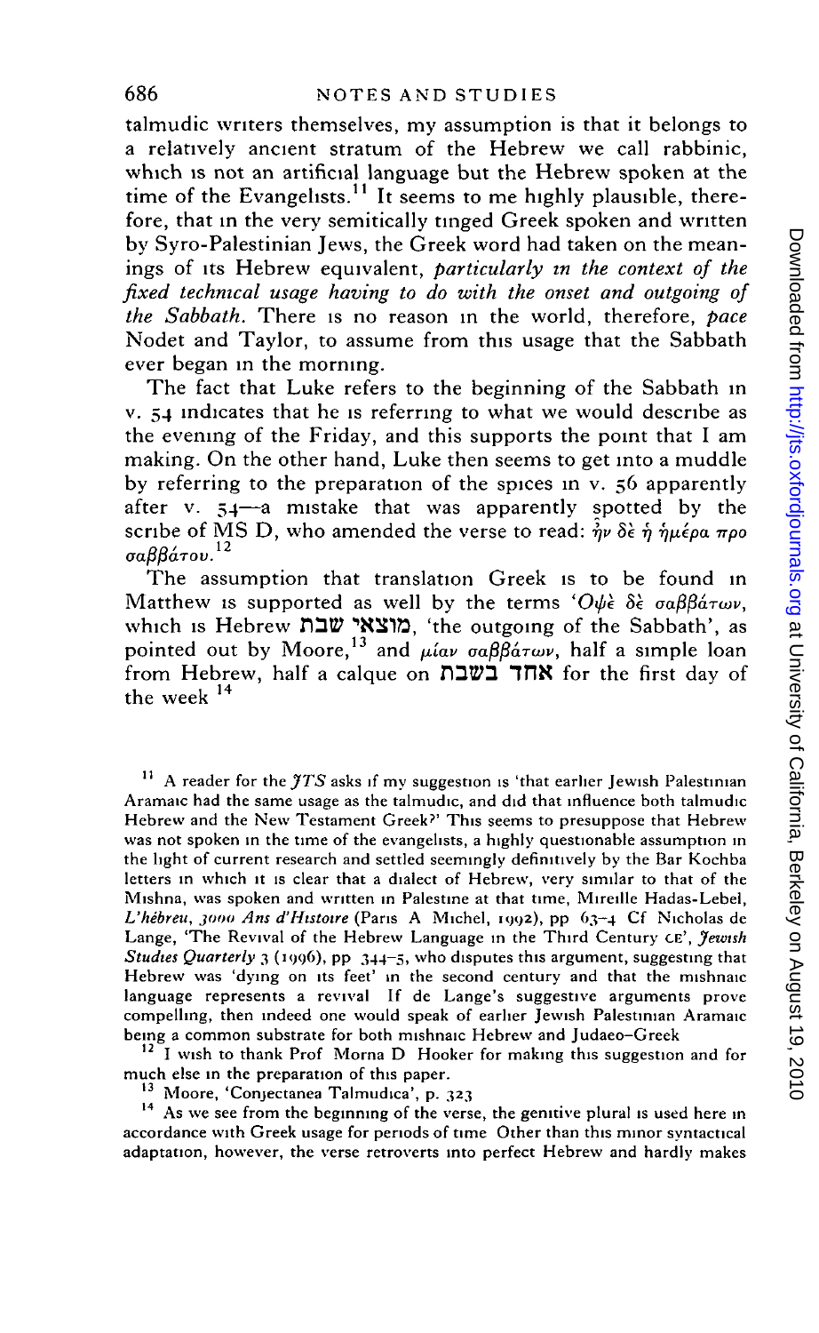talmudic writers themselves, my assumption is that it belongs to a relatively ancient stratum of the Hebrew we call rabbinic, which is not an artificial language but the Hebrew spoken at the time of the Evangelists.[11] It seems to me highly plausible, therefore, that in the very semitically tinged Greek spoken and written by Syro-Palestinian Jews, the Greek word had taken on the meanings of its Hebrew equivalent, *particularly in the context of the fixed technical usage having to do with the onset and outgoing of the Sabbath.* There is no reason in the world, therefore, *pace* Nodet and Taylor, to assume from this usage that the Sabbath ever began in the morning.

The fact that Luke refers to the beginning of the Sabbath in v. 54 indicates that he is referring to what we would describe as the evening of the Friday, and this supports the point that I am making. On the other hand, Luke then seems to get into a muddle by referring to the preparation of the spices in v. 56 apparently after v. 54—a mistake that was apparently spotted by the scribe of MS D, who amended the verse to read: ἦν δὲ ἡ ἡμέρα προ σαββάτου.[12]

The assumption that translation Greek is to be found in Matthew is supported as well by the terms 'Ὀψὲ δὲ σαββάτων, which is Hebrew מוצאי שבת, 'the outgoing of the Sabbath', as pointed out by Moore,[13] and μίαν σαββάτων, half a simple loan from Hebrew, half a calque on אחד בשבת for the first day of the week [14]

[11] A reader for the *JTS* asks if my suggestion is 'that earlier Jewish Palestinian Aramaic had the same usage as the talmudic, and did that influence both talmudic Hebrew and the New Testament Greek?' This seems to presuppose that Hebrew was not spoken in the time of the evangelists, a highly questionable assumption in the light of current research and settled seemingly definitively by the Bar Kochba letters in which it is clear that a dialect of Hebrew, very similar to that of the Mishna, was spoken and written in Palestine at that time, Mireille Hadas-Lebel, *L'hébreu, 3000 Ans d'Histoire* (Paris A Michel, 1992), pp 63–4 Cf Nicholas de Lange, 'The Revival of the Hebrew Language in the Third Century CE', *Jewish Studies Quarterly* 3 (1996), pp 344–5, who disputes this argument, suggesting that Hebrew was 'dying on its feet' in the second century and that the mishnaic language represents a revival If de Lange's suggestive arguments prove compelling, then indeed one would speak of earlier Jewish Palestinian Aramaic being a common substrate for both mishnaic Hebrew and Judaeo–Greek

[12] I wish to thank Prof Morna D Hooker for making this suggestion and for much else in the preparation of this paper.

[13] Moore, 'Conjectanea Talmudica', p. 323

[14] As we see from the beginning of the verse, the genitive plural is used here in accordance with Greek usage for periods of time Other than this minor syntactical adaptation, however, the verse retroverts into perfect Hebrew and hardly makes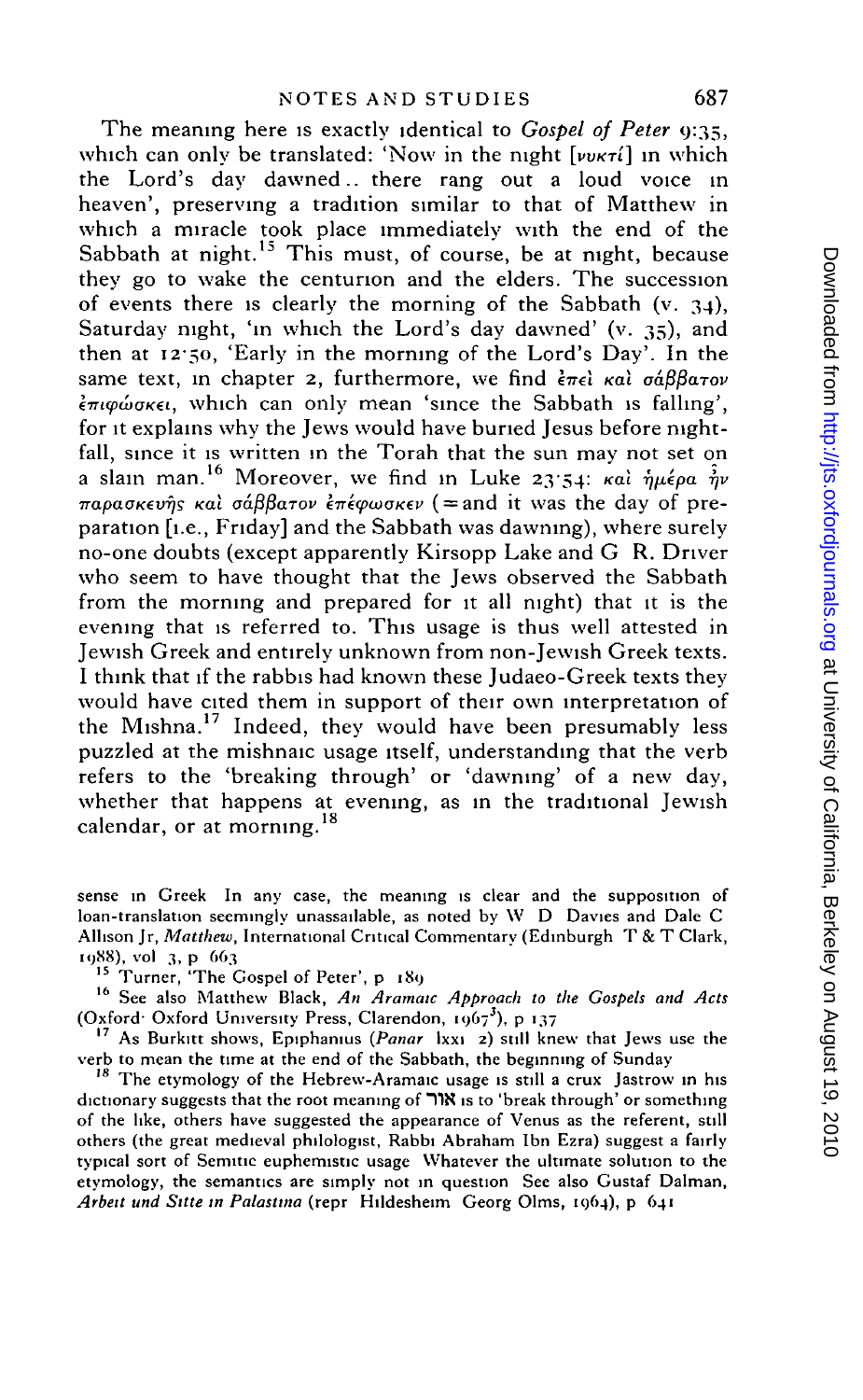The meaning here is exactly identical to *Gospel of Peter* 9:35, which can only be translated: 'Now in the night [νυκτί] in which the Lord's day dawned.. there rang out a loud voice in heaven', preserving a tradition similar to that of Matthew in which a miracle took place immediately with the end of the Sabbath at night.[15] This must, of course, be at night, because they go to wake the centurion and the elders. The succession of events there is clearly the morning of the Sabbath (v. 34), Saturday night, 'in which the Lord's day dawned' (v. 35), and then at 12·50, 'Early in the morning of the Lord's Day'. In the same text, in chapter 2, furthermore, we find ἐπεὶ καὶ σάββατον ἐπιφώσκει, which can only mean 'since the Sabbath is falling', for it explains why the Jews would have buried Jesus before nightfall, since it is written in the Torah that the sun may not set on a slain man.[16] Moreover, we find in Luke 23·54: καὶ ἡμέρα ἦν παρασκευῆς καὶ σάββατον ἐπέφωσκεν (=and it was the day of preparation [i.e., Friday] and the Sabbath was dawning), where surely no-one doubts (except apparently Kirsopp Lake and G R. Driver who seem to have thought that the Jews observed the Sabbath from the morning and prepared for it all night) that it is the evening that is referred to. This usage is thus well attested in Jewish Greek and entirely unknown from non-Jewish Greek texts. I think that if the rabbis had known these Judaeo-Greek texts they would have cited them in support of their own interpretation of the Mishna.[17] Indeed, they would have been presumably less puzzled at the mishnaic usage itself, understanding that the verb refers to the 'breaking through' or 'dawning' of a new day, whether that happens at evening, as in the traditional Jewish calendar, or at morning.[18]

sense in Greek In any case, the meaning is clear and the supposition of loan-translation seemingly unassailable, as noted by W D Davies and Dale C Allison Jr, *Matthew*, International Critical Commentary (Edinburgh T & T Clark, 1988), vol 3, p 663

[15] Turner, 'The Gospel of Peter', p 189

[16] See also Matthew Black, *An Aramaic Approach to the Gospels and Acts* (Oxford· Oxford University Press, Clarendon, 1967[3]), p 137

[17] As Burkitt shows, Epiphanius (*Panar* lxxi 2) still knew that Jews use the verb to mean the time at the end of the Sabbath, the beginning of Sunday

[18] The etymology of the Hebrew-Aramaic usage is still a crux Jastrow in his dictionary suggests that the root meaning of אור is to 'break through' or something of the like, others have suggested the appearance of Venus as the referent, still others (the great medieval philologist, Rabbi Abraham Ibn Ezra) suggest a fairly typical sort of Semitic euphemistic usage Whatever the ultimate solution to the etymology, the semantics are simply not in question See also Gustaf Dalman, *Arbeit und Sitte in Palastina* (repr Hildesheim Georg Olms, 1964), p 641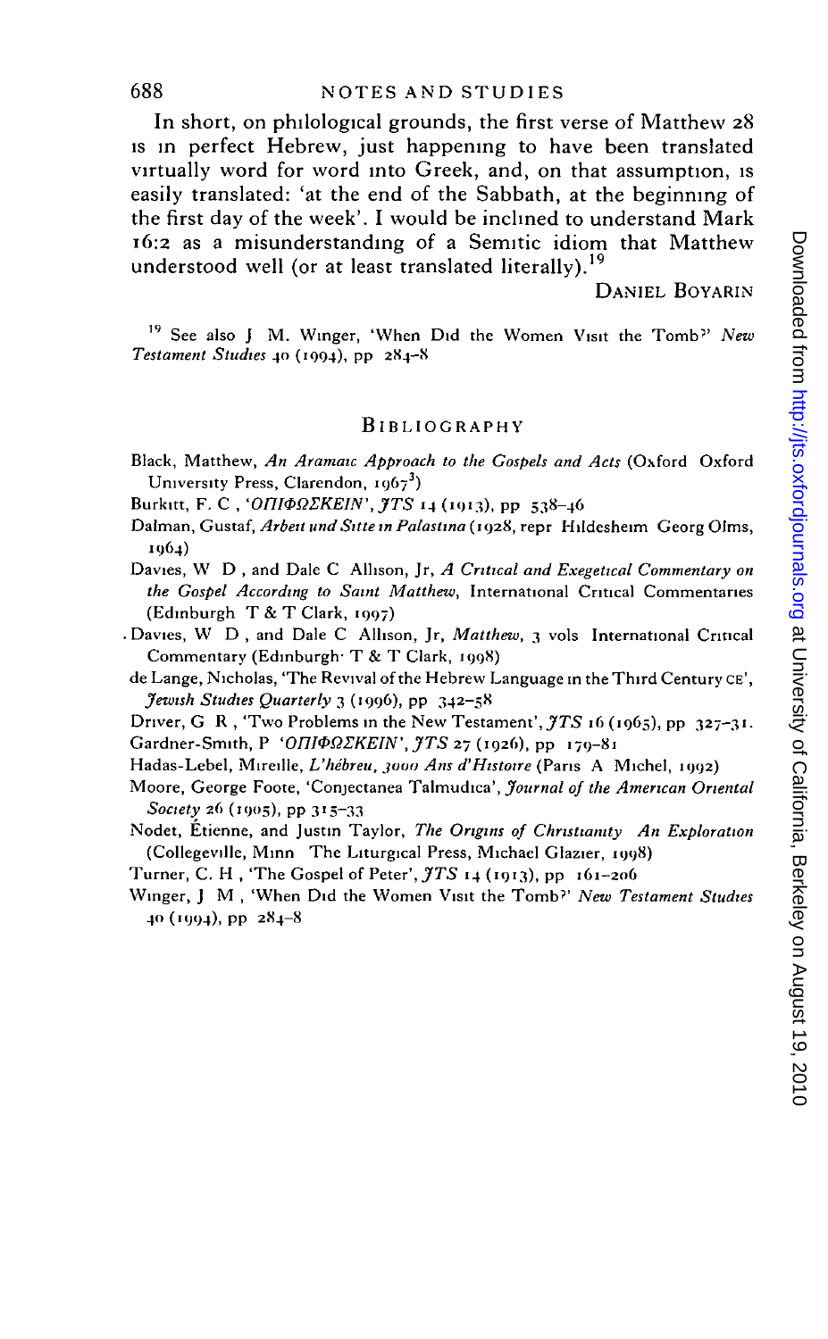In short, on philological grounds, the first verse of Matthew 28 is in perfect Hebrew, just happening to have been translated virtually word for word into Greek, and, on that assumption, is easily translated: 'at the end of the Sabbath, at the beginning of the first day of the week'. I would be inclined to understand Mark 16:2 as a misunderstanding of a Semitic idiom that Matthew understood well (or at least translated literally).[19]

DANIEL BOYARIN

[19] See also J M. Winger, 'When Did the Women Visit the Tomb?' *New Testament Studies* 40 (1994), pp 284–8

## BIBLIOGRAPHY

Black, Matthew, *An Aramaic Approach to the Gospels and Acts* (Oxford Oxford University Press, Clarendon, $1967^3$)

Burkitt, F. C , '*ΟΠΙΦΩΣΚΕΙΝ*', *JTS* 14 (1913), pp 538–46

Dalman, Gustaf, *Arbeit und Sitte in Palastina* (1928, repr Hildesheim Georg Olms, 1964)

Davies, W D , and Dale C Allison, Jr, *A Critical and Exegetical Commentary on the Gospel According to Saint Matthew*, International Critical Commentaries (Edinburgh T & T Clark, 1997)

Davies, W D , and Dale C Allison, Jr, *Matthew*, 3 vols International Critical Commentary (Edinburgh· T & T Clark, 1998)

de Lange, Nicholas, 'The Revival of the Hebrew Language in the Third Century CE', *Jewish Studies Quarterly* 3 (1996), pp 342–58

Driver, G R , 'Two Problems in the New Testament', *JTS* 16 (1965), pp 327–31.

Gardner-Smith, P '*ΟΠΙΦΩΣΚΕΙΝ*', *JTS* 27 (1926), pp 179–81

Hadas-Lebel, Mireille, *L'hébreu, 3000 Ans d'Histoire* (Paris A Michel, 1992)

Moore, George Foote, 'Conjectanea Talmudica', *Journal of the American Oriental Society* 26 (1905), pp 315–33

Nodet, Étienne, and Justin Taylor, *The Origins of Christianity An Exploration* (Collegeville, Minn The Liturgical Press, Michael Glazier, 1998)

Turner, C. H , 'The Gospel of Peter', *JTS* 14 (1913), pp 161–206

Winger, J M , 'When Did the Women Visit the Tomb?' *New Testament Studies* 40 (1994), pp 284–8